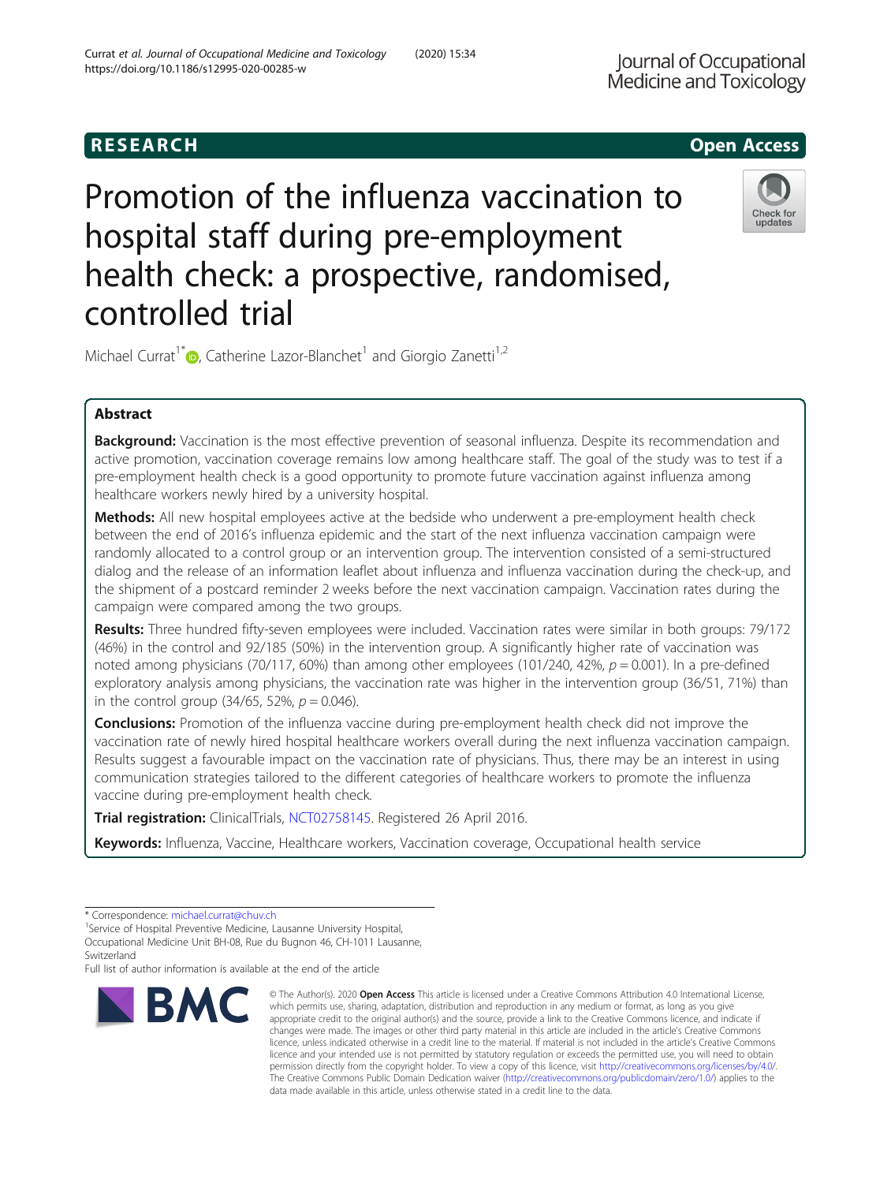RESEARCH

Open Access

# Promotion of the influenza vaccination to hospital staff during pre-employment health check: a prospective, randomised, controlled trial

Michael Currat[1*], Catherine Lazor-Blanchet[1] and Giorgio Zanetti[1,2]

## Abstract

**Background:** Vaccination is the most effective prevention of seasonal influenza. Despite its recommendation and active promotion, vaccination coverage remains low among healthcare staff. The goal of the study was to test if a pre-employment health check is a good opportunity to promote future vaccination against influenza among healthcare workers newly hired by a university hospital.

**Methods:** All new hospital employees active at the bedside who underwent a pre-employment health check between the end of 2016's influenza epidemic and the start of the next influenza vaccination campaign were randomly allocated to a control group or an intervention group. The intervention consisted of a semi-structured dialog and the release of an information leaflet about influenza and influenza vaccination during the check-up, and the shipment of a postcard reminder 2 weeks before the next vaccination campaign. Vaccination rates during the campaign were compared among the two groups.

**Results:** Three hundred fifty-seven employees were included. Vaccination rates were similar in both groups: 79/172 (46%) in the control and 92/185 (50%) in the intervention group. A significantly higher rate of vaccination was noted among physicians (70/117, 60%) than among other employees (101/240, 42%, $p = 0.001$). In a pre-defined exploratory analysis among physicians, the vaccination rate was higher in the intervention group (36/51, 71%) than in the control group (34/65, 52%, $p = 0.046$).

**Conclusions:** Promotion of the influenza vaccine during pre-employment health check did not improve the vaccination rate of newly hired hospital healthcare workers overall during the next influenza vaccination campaign. Results suggest a favourable impact on the vaccination rate of physicians. Thus, there may be an interest in using communication strategies tailored to the different categories of healthcare workers to promote the influenza vaccine during pre-employment health check.

**Trial registration:** ClinicalTrials, NCT02758145. Registered 26 April 2016.

**Keywords:** Influenza, Vaccine, Healthcare workers, Vaccination coverage, Occupational health service

---

\* Correspondence: michael.currat@chuv.ch

[1]Service of Hospital Preventive Medicine, Lausanne University Hospital, Occupational Medicine Unit BH-08, Rue du Bugnon 46, CH-1011 Lausanne, Switzerland

Full list of author information is available at the end of the article

© The Author(s). 2020 **Open Access** This article is licensed under a Creative Commons Attribution 4.0 International License, which permits use, sharing, adaptation, distribution and reproduction in any medium or format, as long as you give appropriate credit to the original author(s) and the source, provide a link to the Creative Commons licence, and indicate if changes were made. The images or other third party material in this article are included in the article's Creative Commons licence, unless indicated otherwise in a credit line to the material. If material is not included in the article's Creative Commons licence and your intended use is not permitted by statutory regulation or exceeds the permitted use, you will need to obtain permission directly from the copyright holder. To view a copy of this licence, visit http://creativecommons.org/licenses/by/4.0/. The Creative Commons Public Domain Dedication waiver (http://creativecommons.org/publicdomain/zero/1.0/) applies to the data made available in this article, unless otherwise stated in a credit line to the data.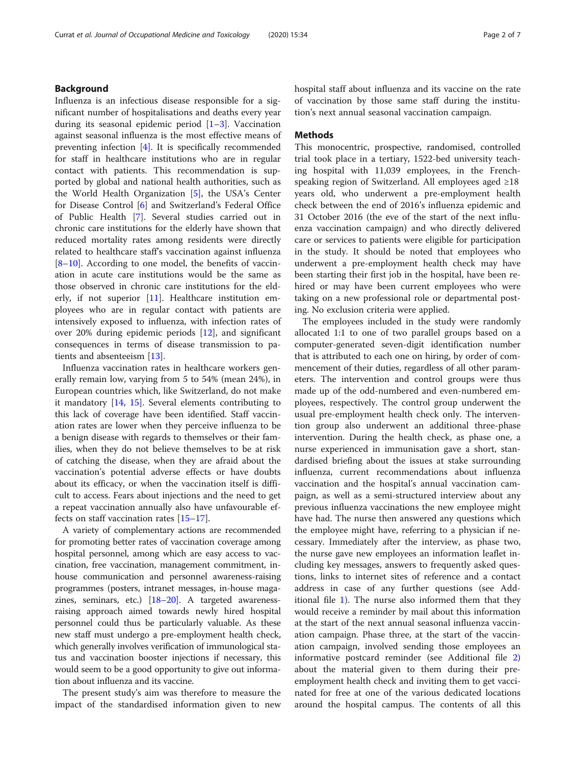## Background

Influenza is an infectious disease responsible for a significant number of hospitalisations and deaths every year during its seasonal epidemic period [1–3]. Vaccination against seasonal influenza is the most effective means of preventing infection [4]. It is specifically recommended for staff in healthcare institutions who are in regular contact with patients. This recommendation is supported by global and national health authorities, such as the World Health Organization [5], the USA's Center for Disease Control [6] and Switzerland's Federal Office of Public Health [7]. Several studies carried out in chronic care institutions for the elderly have shown that reduced mortality rates among residents were directly related to healthcare staff's vaccination against influenza [8–10]. According to one model, the benefits of vaccination in acute care institutions would be the same as those observed in chronic care institutions for the elderly, if not superior [11]. Healthcare institution employees who are in regular contact with patients are intensively exposed to influenza, with infection rates of over 20% during epidemic periods [12], and significant consequences in terms of disease transmission to patients and absenteeism [13].

Influenza vaccination rates in healthcare workers generally remain low, varying from 5 to 54% (mean 24%), in European countries which, like Switzerland, do not make it mandatory [14, 15]. Several elements contributing to this lack of coverage have been identified. Staff vaccination rates are lower when they perceive influenza to be a benign disease with regards to themselves or their families, when they do not believe themselves to be at risk of catching the disease, when they are afraid about the vaccination's potential adverse effects or have doubts about its efficacy, or when the vaccination itself is difficult to access. Fears about injections and the need to get a repeat vaccination annually also have unfavourable effects on staff vaccination rates [15–17].

A variety of complementary actions are recommended for promoting better rates of vaccination coverage among hospital personnel, among which are easy access to vaccination, free vaccination, management commitment, in-house communication and personnel awareness-raising programmes (posters, intranet messages, in-house magazines, seminars, etc.) [18–20]. A targeted awareness-raising approach aimed towards newly hired hospital personnel could thus be particularly valuable. As these new staff must undergo a pre-employment health check, which generally involves verification of immunological status and vaccination booster injections if necessary, this would seem to be a good opportunity to give out information about influenza and its vaccine.

The present study's aim was therefore to measure the impact of the standardised information given to new hospital staff about influenza and its vaccine on the rate of vaccination by those same staff during the institution's next annual seasonal vaccination campaign.

## Methods

This monocentric, prospective, randomised, controlled trial took place in a tertiary, 1522-bed university teaching hospital with 11,039 employees, in the French-speaking region of Switzerland. All employees aged ≥18 years old, who underwent a pre-employment health check between the end of 2016's influenza epidemic and 31 October 2016 (the eve of the start of the next influenza vaccination campaign) and who directly delivered care or services to patients were eligible for participation in the study. It should be noted that employees who underwent a pre-employment health check may have been starting their first job in the hospital, have been re-hired or may have been current employees who were taking on a new professional role or departmental posting. No exclusion criteria were applied.

The employees included in the study were randomly allocated 1:1 to one of two parallel groups based on a computer-generated seven-digit identification number that is attributed to each one on hiring, by order of commencement of their duties, regardless of all other parameters. The intervention and control groups were thus made up of the odd-numbered and even-numbered employees, respectively. The control group underwent the usual pre-employment health check only. The intervention group also underwent an additional three-phase intervention. During the health check, as phase one, a nurse experienced in immunisation gave a short, standardised briefing about the issues at stake surrounding influenza, current recommendations about influenza vaccination and the hospital's annual vaccination campaign, as well as a semi-structured interview about any previous influenza vaccinations the new employee might have had. The nurse then answered any questions which the employee might have, referring to a physician if necessary. Immediately after the interview, as phase two, the nurse gave new employees an information leaflet including key messages, answers to frequently asked questions, links to internet sites of reference and a contact address in case of any further questions (see Additional file 1). The nurse also informed them that they would receive a reminder by mail about this information at the start of the next annual seasonal influenza vaccination campaign. Phase three, at the start of the vaccination campaign, involved sending those employees an informative postcard reminder (see Additional file 2) about the material given to them during their pre-employment health check and inviting them to get vaccinated for free at one of the various dedicated locations around the hospital campus. The contents of all this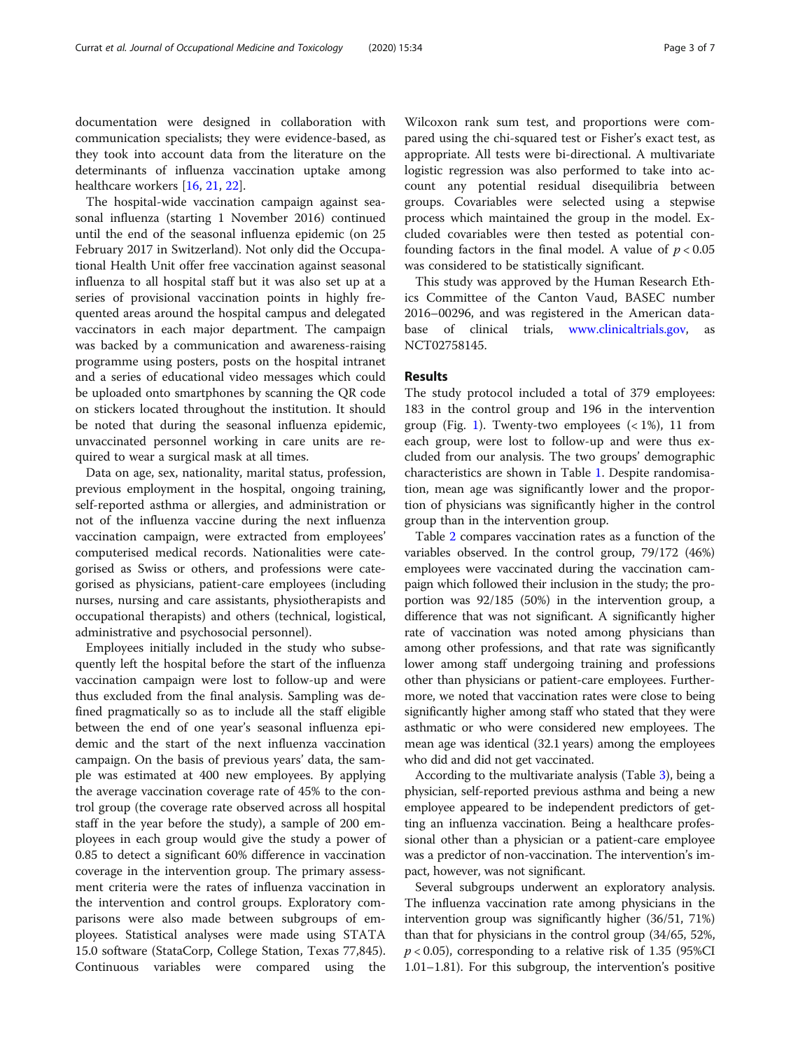documentation were designed in collaboration with communication specialists; they were evidence-based, as they took into account data from the literature on the determinants of influenza vaccination uptake among healthcare workers [16, 21, 22].

The hospital-wide vaccination campaign against seasonal influenza (starting 1 November 2016) continued until the end of the seasonal influenza epidemic (on 25 February 2017 in Switzerland). Not only did the Occupational Health Unit offer free vaccination against seasonal influenza to all hospital staff but it was also set up at a series of provisional vaccination points in highly frequented areas around the hospital campus and delegated vaccinators in each major department. The campaign was backed by a communication and awareness-raising programme using posters, posts on the hospital intranet and a series of educational video messages which could be uploaded onto smartphones by scanning the QR code on stickers located throughout the institution. It should be noted that during the seasonal influenza epidemic, unvaccinated personnel working in care units are required to wear a surgical mask at all times.

Data on age, sex, nationality, marital status, profession, previous employment in the hospital, ongoing training, self-reported asthma or allergies, and administration or not of the influenza vaccine during the next influenza vaccination campaign, were extracted from employees' computerised medical records. Nationalities were categorised as Swiss or others, and professions were categorised as physicians, patient-care employees (including nurses, nursing and care assistants, physiotherapists and occupational therapists) and others (technical, logistical, administrative and psychosocial personnel).

Employees initially included in the study who subsequently left the hospital before the start of the influenza vaccination campaign were lost to follow-up and were thus excluded from the final analysis. Sampling was defined pragmatically so as to include all the staff eligible between the end of one year's seasonal influenza epidemic and the start of the next influenza vaccination campaign. On the basis of previous years' data, the sample was estimated at 400 new employees. By applying the average vaccination coverage rate of 45% to the control group (the coverage rate observed across all hospital staff in the year before the study), a sample of 200 employees in each group would give the study a power of 0.85 to detect a significant 60% difference in vaccination coverage in the intervention group. The primary assessment criteria were the rates of influenza vaccination in the intervention and control groups. Exploratory comparisons were also made between subgroups of employees. Statistical analyses were made using STATA 15.0 software (StataCorp, College Station, Texas 77,845). Continuous variables were compared using the Wilcoxon rank sum test, and proportions were compared using the chi-squared test or Fisher's exact test, as appropriate. All tests were bi-directional. A multivariate logistic regression was also performed to take into account any potential residual disequilibria between groups. Covariables were selected using a stepwise process which maintained the group in the model. Excluded covariables were then tested as potential confounding factors in the final model. A value of $p < 0.05$ was considered to be statistically significant.

This study was approved by the Human Research Ethics Committee of the Canton Vaud, BASEC number 2016–00296, and was registered in the American database of clinical trials, www.clinicaltrials.gov, as NCT02758145.

## Results

The study protocol included a total of 379 employees: 183 in the control group and 196 in the intervention group (Fig. 1). Twenty-two employees (< 1%), 11 from each group, were lost to follow-up and were thus excluded from our analysis. The two groups' demographic characteristics are shown in Table 1. Despite randomisation, mean age was significantly lower and the proportion of physicians was significantly higher in the control group than in the intervention group.

Table 2 compares vaccination rates as a function of the variables observed. In the control group, 79/172 (46%) employees were vaccinated during the vaccination campaign which followed their inclusion in the study; the proportion was 92/185 (50%) in the intervention group, a difference that was not significant. A significantly higher rate of vaccination was noted among physicians than among other professions, and that rate was significantly lower among staff undergoing training and professions other than physicians or patient-care employees. Furthermore, we noted that vaccination rates were close to being significantly higher among staff who stated that they were asthmatic or who were considered new employees. The mean age was identical (32.1 years) among the employees who did and did not get vaccinated.

According to the multivariate analysis (Table 3), being a physician, self-reported previous asthma and being a new employee appeared to be independent predictors of getting an influenza vaccination. Being a healthcare professional other than a physician or a patient-care employee was a predictor of non-vaccination. The intervention's impact, however, was not significant.

Several subgroups underwent an exploratory analysis. The influenza vaccination rate among physicians in the intervention group was significantly higher (36/51, 71%) than that for physicians in the control group (34/65, 52%, $p < 0.05$), corresponding to a relative risk of 1.35 (95%CI 1.01–1.81). For this subgroup, the intervention's positive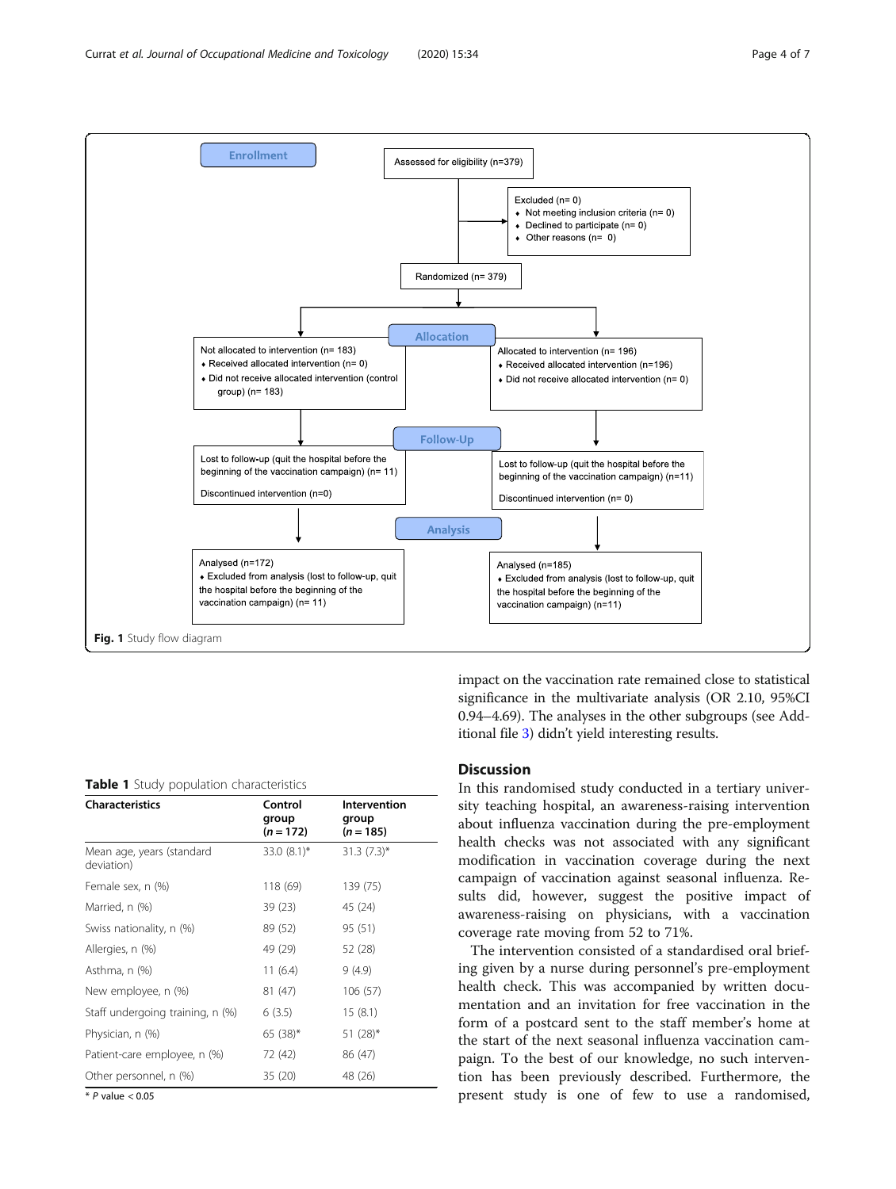Enrollment

Assessed for eligibility (n=379)

Excluded (n= 0)
- Not meeting inclusion criteria (n= 0)
- Declined to participate (n= 0)
- Other reasons (n= 0)

Randomized (n= 379)

Allocation

Not allocated to intervention (n= 183)
- Received allocated intervention (n= 0)
- Did not receive allocated intervention (control group) (n= 183)

Allocated to intervention (n= 196)
- Received allocated intervention (n=196)
- Did not receive allocated intervention (n= 0)

Follow-Up

Lost to follow-up (quit the hospital before the beginning of the vaccination campaign) (n= 11)

Discontinued intervention (n=0)

Lost to follow-up (quit the hospital before the beginning of the vaccination campaign) (n=11)

Discontinued intervention (n= 0)

Analysis

Analysed (n=172)
- Excluded from analysis (lost to follow-up, quit the hospital before the beginning of the vaccination campaign) (n= 11)

Analysed (n=185)
- Excluded from analysis (lost to follow-up, quit the hospital before the beginning of the vaccination campaign) (n=11)

**Fig. 1** Study flow diagram

impact on the vaccination rate remained close to statistical significance in the multivariate analysis (OR 2.10, 95%CI 0.94–4.69). The analyses in the other subgroups (see Additional file 3) didn't yield interesting results.

**Table 1** Study population characteristics

| Characteristics | Control group (*n* = 172) | Intervention group (*n* = 185) |
|---|---|---|
| Mean age, years (standard deviation) | 33.0 (8.1)* | 31.3 (7.3)* |
| Female sex, n (%) | 118 (69) | 139 (75) |
| Married, n (%) | 39 (23) | 45 (24) |
| Swiss nationality, n (%) | 89 (52) | 95 (51) |
| Allergies, n (%) | 49 (29) | 52 (28) |
| Asthma, n (%) | 11 (6.4) | 9 (4.9) |
| New employee, n (%) | 81 (47) | 106 (57) |
| Staff undergoing training, n (%) | 6 (3.5) | 15 (8.1) |
| Physician, n (%) | 65 (38)* | 51 (28)* |
| Patient-care employee, n (%) | 72 (42) | 86 (47) |
| Other personnel, n (%) | 35 (20) | 48 (26) |

\* *P* value < 0.05

## Discussion

In this randomised study conducted in a tertiary university teaching hospital, an awareness-raising intervention about influenza vaccination during the pre-employment health checks was not associated with any significant modification in vaccination coverage during the next campaign of vaccination against seasonal influenza. Results did, however, suggest the positive impact of awareness-raising on physicians, with a vaccination coverage rate moving from 52 to 71%.

The intervention consisted of a standardised oral briefing given by a nurse during personnel's pre-employment health check. This was accompanied by written documentation and an invitation for free vaccination in the form of a postcard sent to the staff member's home at the start of the next seasonal influenza vaccination campaign. To the best of our knowledge, no such intervention has been previously described. Furthermore, the present study is one of few to use a randomised,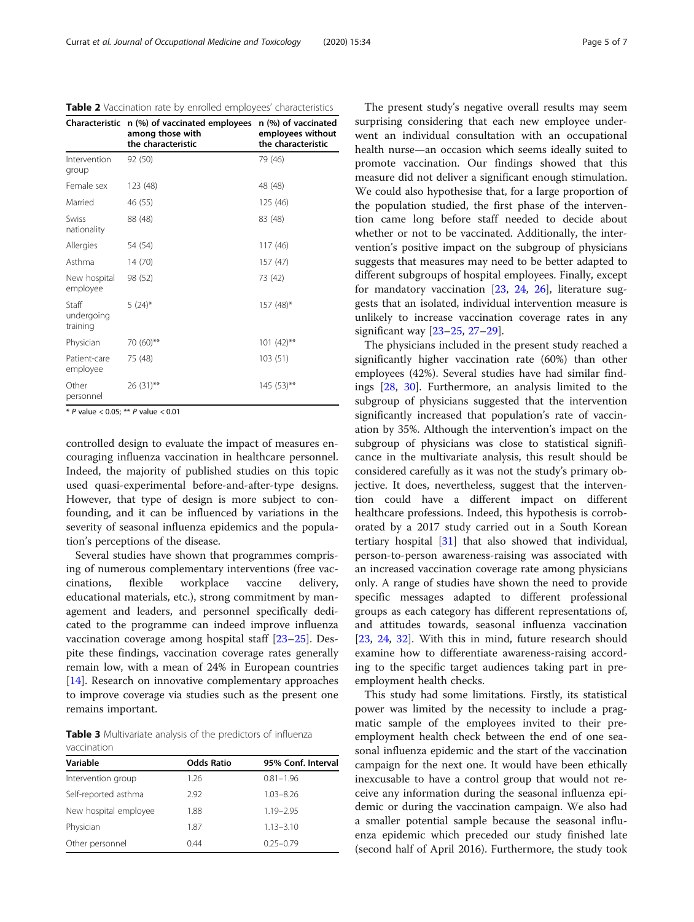**Table 2** Vaccination rate by enrolled employees' characteristics

| Characteristic | n (%) of vaccinated employees among those with the characteristic | n (%) of vaccinated employees without the characteristic |
|---|---|---|
| Intervention group | 92 (50) | 79 (46) |
| Female sex | 123 (48) | 48 (48) |
| Married | 46 (55) | 125 (46) |
| Swiss nationality | 88 (48) | 83 (48) |
| Allergies | 54 (54) | 117 (46) |
| Asthma | 14 (70) | 157 (47) |
| New hospital employee | 98 (52) | 73 (42) |
| Staff undergoing training | 5 (24)* | 157 (48)* |
| Physician | 70 (60)** | 101 (42)** |
| Patient-care employee | 75 (48) | 103 (51) |
| Other personnel | 26 (31)** | 145 (53)** |

\* *P* value < 0.05; ** *P* value < 0.01

controlled design to evaluate the impact of measures encouraging influenza vaccination in healthcare personnel. Indeed, the majority of published studies on this topic used quasi-experimental before-and-after-type designs. However, that type of design is more subject to confounding, and it can be influenced by variations in the severity of seasonal influenza epidemics and the population's perceptions of the disease.

Several studies have shown that programmes comprising of numerous complementary interventions (free vaccinations, flexible workplace vaccine delivery, educational materials, etc.), strong commitment by management and leaders, and personnel specifically dedicated to the programme can indeed improve influenza vaccination coverage among hospital staff [23–25]. Despite these findings, vaccination coverage rates generally remain low, with a mean of 24% in European countries [14]. Research on innovative complementary approaches to improve coverage via studies such as the present one remains important.

**Table 3** Multivariate analysis of the predictors of influenza vaccination

| Variable | Odds Ratio | 95% Conf. Interval |
|---|---|---|
| Intervention group | 1.26 | 0.81–1.96 |
| Self-reported asthma | 2.92 | 1.03–8.26 |
| New hospital employee | 1.88 | 1.19–2.95 |
| Physician | 1.87 | 1.13–3.10 |
| Other personnel | 0.44 | 0.25–0.79 |

The present study's negative overall results may seem surprising considering that each new employee underwent an individual consultation with an occupational health nurse—an occasion which seems ideally suited to promote vaccination. Our findings showed that this measure did not deliver a significant enough stimulation. We could also hypothesise that, for a large proportion of the population studied, the first phase of the intervention came long before staff needed to decide about whether or not to be vaccinated. Additionally, the intervention's positive impact on the subgroup of physicians suggests that measures may need to be better adapted to different subgroups of hospital employees. Finally, except for mandatory vaccination [23, 24, 26], literature suggests that an isolated, individual intervention measure is unlikely to increase vaccination coverage rates in any significant way [23–25, 27–29].

The physicians included in the present study reached a significantly higher vaccination rate (60%) than other employees (42%). Several studies have had similar findings [28, 30]. Furthermore, an analysis limited to the subgroup of physicians suggested that the intervention significantly increased that population's rate of vaccination by 35%. Although the intervention's impact on the subgroup of physicians was close to statistical significance in the multivariate analysis, this result should be considered carefully as it was not the study's primary objective. It does, nevertheless, suggest that the intervention could have a different impact on different healthcare professions. Indeed, this hypothesis is corroborated by a 2017 study carried out in a South Korean tertiary hospital [31] that also showed that individual, person-to-person awareness-raising was associated with an increased vaccination coverage rate among physicians only. A range of studies have shown the need to provide specific messages adapted to different professional groups as each category has different representations of, and attitudes towards, seasonal influenza vaccination [23, 24, 32]. With this in mind, future research should examine how to differentiate awareness-raising according to the specific target audiences taking part in pre-employment health checks.

This study had some limitations. Firstly, its statistical power was limited by the necessity to include a pragmatic sample of the employees invited to their pre-employment health check between the end of one seasonal influenza epidemic and the start of the vaccination campaign for the next one. It would have been ethically inexcusable to have a control group that would not receive any information during the seasonal influenza epidemic or during the vaccination campaign. We also had a smaller potential sample because the seasonal influenza epidemic which preceded our study finished late (second half of April 2016). Furthermore, the study took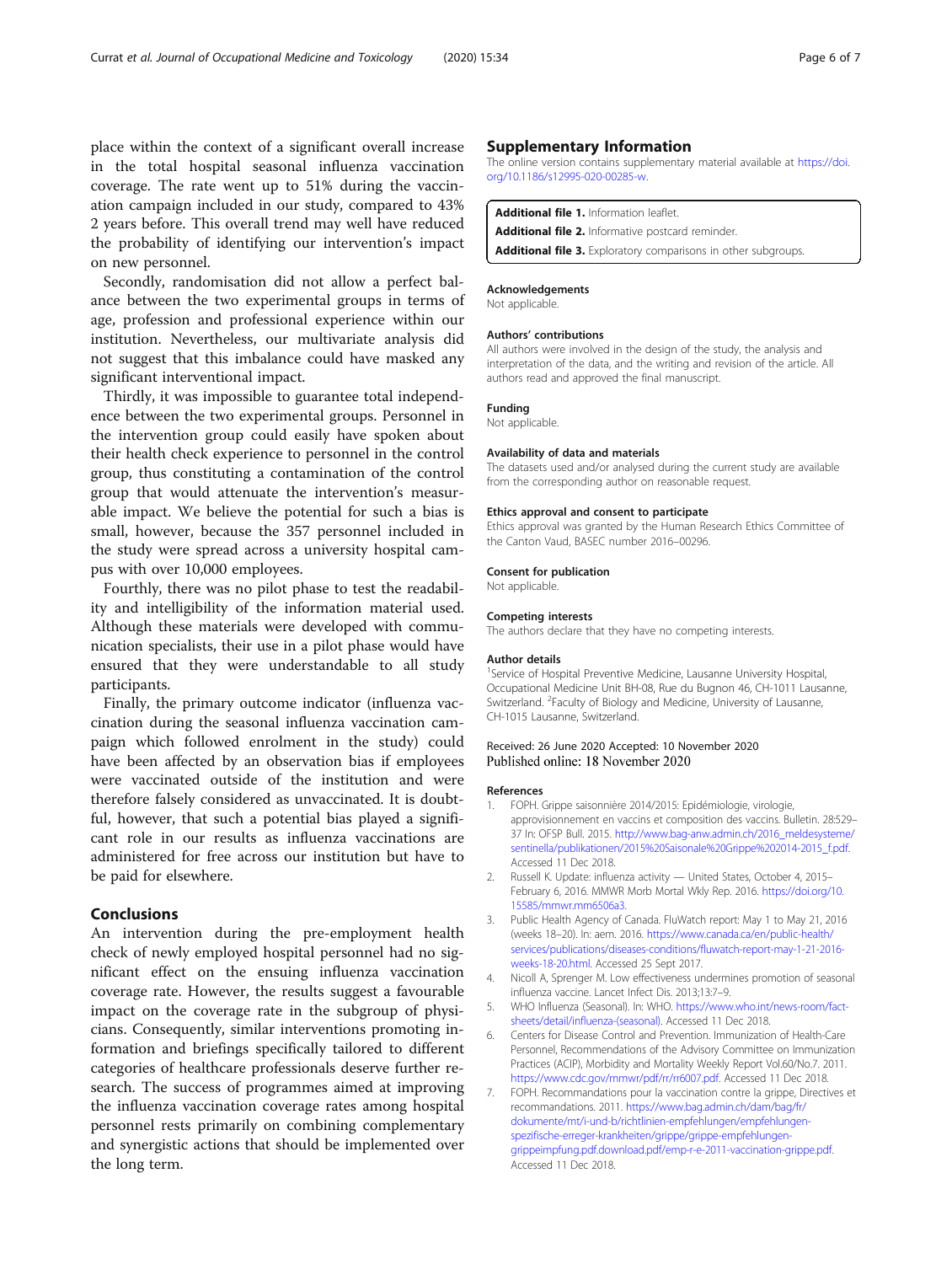place within the context of a significant overall increase in the total hospital seasonal influenza vaccination coverage. The rate went up to 51% during the vaccination campaign included in our study, compared to 43% 2 years before. This overall trend may well have reduced the probability of identifying our intervention's impact on new personnel.

Secondly, randomisation did not allow a perfect balance between the two experimental groups in terms of age, profession and professional experience within our institution. Nevertheless, our multivariate analysis did not suggest that this imbalance could have masked any significant interventional impact.

Thirdly, it was impossible to guarantee total independence between the two experimental groups. Personnel in the intervention group could easily have spoken about their health check experience to personnel in the control group, thus constituting a contamination of the control group that would attenuate the intervention's measurable impact. We believe the potential for such a bias is small, however, because the 357 personnel included in the study were spread across a university hospital campus with over 10,000 employees.

Fourthly, there was no pilot phase to test the readability and intelligibility of the information material used. Although these materials were developed with communication specialists, their use in a pilot phase would have ensured that they were understandable to all study participants.

Finally, the primary outcome indicator (influenza vaccination during the seasonal influenza vaccination campaign which followed enrolment in the study) could have been affected by an observation bias if employees were vaccinated outside of the institution and were therefore falsely considered as unvaccinated. It is doubtful, however, that such a potential bias played a significant role in our results as influenza vaccinations are administered for free across our institution but have to be paid for elsewhere.

## Conclusions

An intervention during the pre-employment health check of newly employed hospital personnel had no significant effect on the ensuing influenza vaccination coverage rate. However, the results suggest a favourable impact on the coverage rate in the subgroup of physicians. Consequently, similar interventions promoting information and briefings specifically tailored to different categories of healthcare professionals deserve further research. The success of programmes aimed at improving the influenza vaccination coverage rates among hospital personnel rests primarily on combining complementary and synergistic actions that should be implemented over the long term.

## Supplementary Information

The online version contains supplementary material available at https://doi.org/10.1186/s12995-020-00285-w.

**Additional file 1.** Information leaflet.
**Additional file 2.** Informative postcard reminder.
**Additional file 3.** Exploratory comparisons in other subgroups.

### Acknowledgements

Not applicable.

### Authors' contributions

All authors were involved in the design of the study, the analysis and interpretation of the data, and the writing and revision of the article. All authors read and approved the final manuscript.

### Funding

Not applicable.

### Availability of data and materials

The datasets used and/or analysed during the current study are available from the corresponding author on reasonable request.

### Ethics approval and consent to participate

Ethics approval was granted by the Human Research Ethics Committee of the Canton Vaud, BASEC number 2016–00296.

### Consent for publication

Not applicable.

### Competing interests

The authors declare that they have no competing interests.

### Author details

[1]Service of Hospital Preventive Medicine, Lausanne University Hospital, Occupational Medicine Unit BH-08, Rue du Bugnon 46, CH-1011 Lausanne, Switzerland. [2]Faculty of Biology and Medicine, University of Lausanne, CH-1015 Lausanne, Switzerland.

Received: 26 June 2020 Accepted: 10 November 2020
Published online: 18 November 2020

## References

1. FOPH. Grippe saisonnière 2014/2015: Epidémiologie, virologie, approvisionnement en vaccins et composition des vaccins. Bulletin. 28:529–37 In: OFSP Bull. 2015. http://www.bag-anw.admin.ch/2016_meldesysteme/sentinella/publikationen/2015%20Saisonale%20Grippe%202014-2015_f.pdf. Accessed 11 Dec 2018.
2. Russell K. Update: influenza activity — United States, October 4, 2015–February 6, 2016. MMWR Morb Mortal Wkly Rep. 2016. https://doi.org/10.15585/mmwr.mm6506a3.
3. Public Health Agency of Canada. FluWatch report: May 1 to May 21, 2016 (weeks 18–20). In: aem. 2016. https://www.canada.ca/en/public-health/services/publications/diseases-conditions/fluwatch-report-may-1-21-2016-weeks-18-20.html. Accessed 25 Sept 2017.
4. Nicoll A, Sprenger M. Low effectiveness undermines promotion of seasonal influenza vaccine. Lancet Infect Dis. 2013;13:7–9.
5. WHO Influenza (Seasonal). In: WHO. https://www.who.int/news-room/fact-sheets/detail/influenza-(seasonal). Accessed 11 Dec 2018.
6. Centers for Disease Control and Prevention. Immunization of Health-Care Personnel, Recommendations of the Advisory Committee on Immunization Practices (ACIP), Morbidity and Mortality Weekly Report Vol.60/No.7. 2011. https://www.cdc.gov/mmwr/pdf/rr/rr6007.pdf. Accessed 11 Dec 2018.
7. FOPH. Recommandations pour la vaccination contre la grippe, Directives et recommandations. 2011. https://www.bag.admin.ch/dam/bag/fr/dokumente/mt/i-und-b/richtlinien-empfehlungen/empfehlungen-spezifische-erreger-krankheiten/grippe/grippe-empfehlungen-grippeimpfung.pdf.download.pdf/emp-r-e-2011-vaccination-grippe.pdf. Accessed 11 Dec 2018.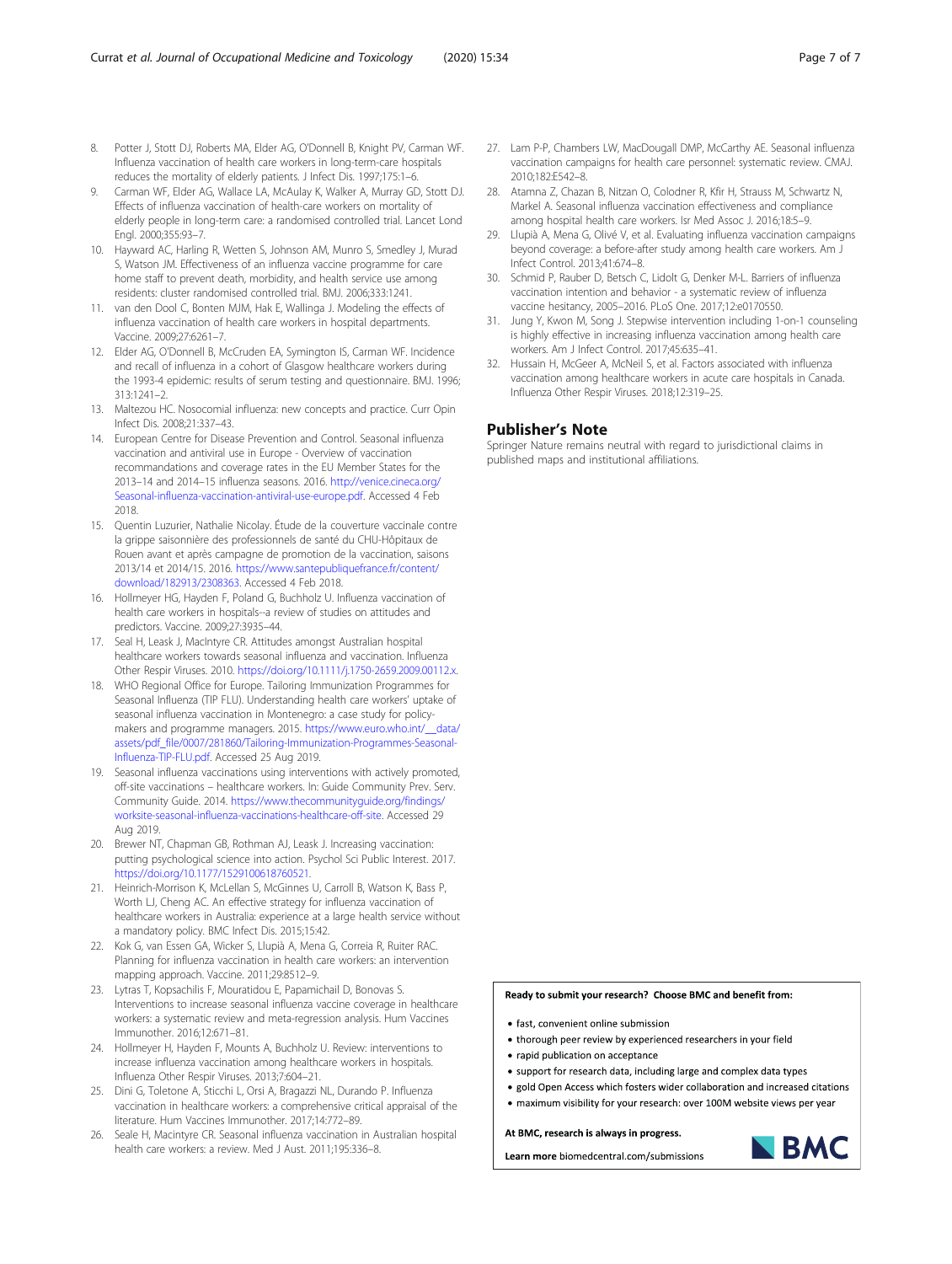8. Potter J, Stott DJ, Roberts MA, Elder AG, O'Donnell B, Knight PV, Carman WF. Influenza vaccination of health care workers in long-term-care hospitals reduces the mortality of elderly patients. J Infect Dis. 1997;175:1–6.
9. Carman WF, Elder AG, Wallace LA, McAulay K, Walker A, Murray GD, Stott DJ. Effects of influenza vaccination of health-care workers on mortality of elderly people in long-term care: a randomised controlled trial. Lancet Lond Engl. 2000;355:93–7.
10. Hayward AC, Harling R, Wetten S, Johnson AM, Munro S, Smedley J, Murad S, Watson JM. Effectiveness of an influenza vaccine programme for care home staff to prevent death, morbidity, and health service use among residents: cluster randomised controlled trial. BMJ. 2006;333:1241.
11. van den Dool C, Bonten MJM, Hak E, Wallinga J. Modeling the effects of influenza vaccination of health care workers in hospital departments. Vaccine. 2009;27:6261–7.
12. Elder AG, O'Donnell B, McCruden EA, Symington IS, Carman WF. Incidence and recall of influenza in a cohort of Glasgow healthcare workers during the 1993-4 epidemic: results of serum testing and questionnaire. BMJ. 1996; 313:1241–2.
13. Maltezou HC. Nosocomial influenza: new concepts and practice. Curr Opin Infect Dis. 2008;21:337–43.
14. European Centre for Disease Prevention and Control. Seasonal influenza vaccination and antiviral use in Europe - Overview of vaccination recommandations and coverage rates in the EU Member States for the 2013–14 and 2014–15 influenza seasons. 2016. http://venice.cineca.org/Seasonal-influenza-vaccination-antiviral-use-europe.pdf. Accessed 4 Feb 2018.
15. Quentin Luzurier, Nathalie Nicolay. Étude de la couverture vaccinale contre la grippe saisonnière des professionnels de santé du CHU-Hôpitaux de Rouen avant et après campagne de promotion de la vaccination, saisons 2013/14 et 2014/15. 2016. https://www.santepubliquefrance.fr/content/download/182913/2308363. Accessed 4 Feb 2018.
16. Hollmeyer HG, Hayden F, Poland G, Buchholz U. Influenza vaccination of health care workers in hospitals--a review of studies on attitudes and predictors. Vaccine. 2009;27:3935–44.
17. Seal H, Leask J, MacIntyre CR. Attitudes amongst Australian hospital healthcare workers towards seasonal influenza and vaccination. Influenza Other Respir Viruses. 2010. https://doi.org/10.1111/j.1750-2659.2009.00112.x.
18. WHO Regional Office for Europe. Tailoring Immunization Programmes for Seasonal Influenza (TIP FLU). Understanding health care workers' uptake of seasonal influenza vaccination in Montenegro: a case study for policy-makers and programme managers. 2015. https://www.euro.who.int/__data/assets/pdf_file/0007/281860/Tailoring-Immunization-Programmes-Seasonal-Influenza-TIP-FLU.pdf. Accessed 25 Aug 2019.
19. Seasonal influenza vaccinations using interventions with actively promoted, off-site vaccinations – healthcare workers. In: Guide Community Prev. Serv. Community Guide. 2014. https://www.thecommunityguide.org/findings/worksite-seasonal-influenza-vaccinations-healthcare-off-site. Accessed 29 Aug 2019.
20. Brewer NT, Chapman GB, Rothman AJ, Leask J. Increasing vaccination: putting psychological science into action. Psychol Sci Public Interest. 2017. https://doi.org/10.1177/1529100618760521.
21. Heinrich-Morrison K, McLellan S, McGinnes U, Carroll B, Watson K, Bass P, Worth LJ, Cheng AC. An effective strategy for influenza vaccination of healthcare workers in Australia: experience at a large health service without a mandatory policy. BMC Infect Dis. 2015;15:42.
22. Kok G, van Essen GA, Wicker S, Llupià A, Mena G, Correia R, Ruiter RAC. Planning for influenza vaccination in health care workers: an intervention mapping approach. Vaccine. 2011;29:8512–9.
23. Lytras T, Kopsachilis F, Mouratidou E, Papamichail D, Bonovas S. Interventions to increase seasonal influenza vaccine coverage in healthcare workers: a systematic review and meta-regression analysis. Hum Vaccines Immunother. 2016;12:671–81.
24. Hollmeyer H, Hayden F, Mounts A, Buchholz U. Review: interventions to increase influenza vaccination among healthcare workers in hospitals. Influenza Other Respir Viruses. 2013;7:604–21.
25. Dini G, Toletone A, Sticchi L, Orsi A, Bragazzi NL, Durando P. Influenza vaccination in healthcare workers: a comprehensive critical appraisal of the literature. Hum Vaccines Immunother. 2017;14:772–89.
26. Seale H, Macintyre CR. Seasonal influenza vaccination in Australian hospital health care workers: a review. Med J Aust. 2011;195:336–8.
27. Lam P-P, Chambers LW, MacDougall DMP, McCarthy AE. Seasonal influenza vaccination campaigns for health care personnel: systematic review. CMAJ. 2010;182:E542–8.
28. Atamna Z, Chazan B, Nitzan O, Colodner R, Kfir H, Strauss M, Schwartz N, Markel A. Seasonal influenza vaccination effectiveness and compliance among hospital health care workers. Isr Med Assoc J. 2016;18:5–9.
29. Llupià A, Mena G, Olivé V, et al. Evaluating influenza vaccination campaigns beyond coverage: a before-after study among health care workers. Am J Infect Control. 2013;41:674–8.
30. Schmid P, Rauber D, Betsch C, Lidolt G, Denker M-L. Barriers of influenza vaccination intention and behavior - a systematic review of influenza vaccine hesitancy, 2005–2016. PLoS One. 2017;12:e0170550.
31. Jung Y, Kwon M, Song J. Stepwise intervention including 1-on-1 counseling is highly effective in increasing influenza vaccination among health care workers. Am J Infect Control. 2017;45:635–41.
32. Hussain H, McGeer A, McNeil S, et al. Factors associated with influenza vaccination among healthcare workers in acute care hospitals in Canada. Influenza Other Respir Viruses. 2018;12:319–25.

## Publisher's Note

Springer Nature remains neutral with regard to jurisdictional claims in published maps and institutional affiliations.

**Ready to submit your research? Choose BMC and benefit from:**

- fast, convenient online submission
- thorough peer review by experienced researchers in your field
- rapid publication on acceptance
- support for research data, including large and complex data types
- gold Open Access which fosters wider collaboration and increased citations
- maximum visibility for your research: over 100M website views per year

**At BMC, research is always in progress.**

**Learn more** biomedcentral.com/submissions

BMC